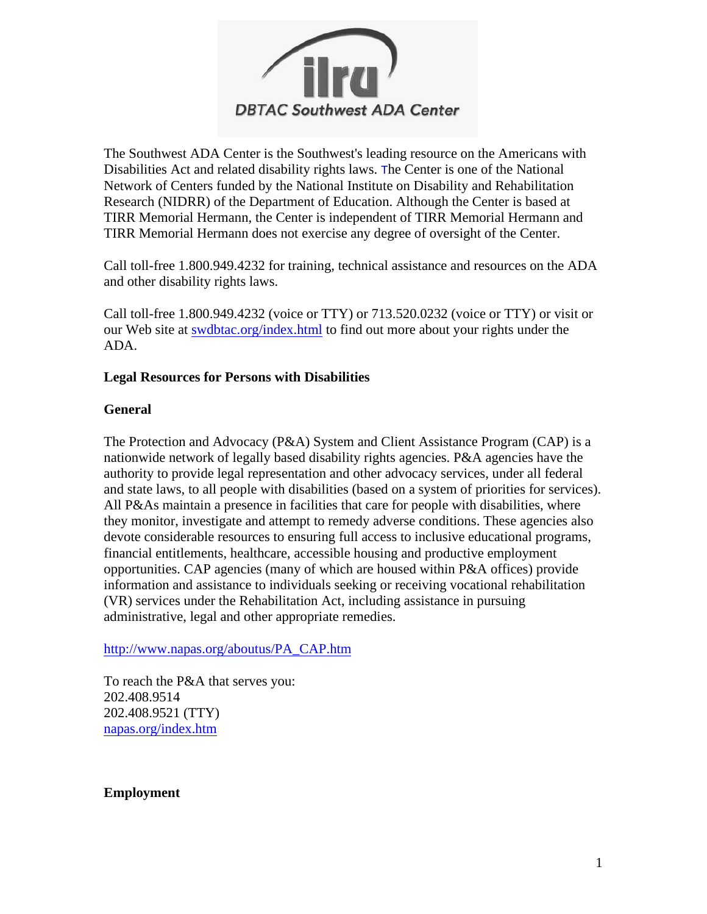The Southwest ADA Center is the Southwest's leading resource on the Americans with Disabilities Act and related disability rights laws. The Center is one of the National Network of Centers funded by the National Institute on Disability and Rehabilitation Research (NIDRR) of the Department of Education. Although the Center is based at TIRR Memorial Hermann, the Center is independent of TIRR Memorial Hermann and TIRR Memorial Hermann does not exercise any degree of oversight of the Center.

Call toll-free 1.800.949.4232 for training, technical assistance and resources on the ADA and other disability rights laws.

Call toll-free 1.800.949.4232 (voice or TTY) or 713.520.0232 (voice or TTY) or visit or our Web site at [swdbtac.org/index.html](swdbtac.org/index.html) to find out more about your rights under the ADA.

**Legal Resources for Persons with Disabilities**

**General**

The Protection and Advocacy (P&A) System and Client Assistance Program (CAP) is a nationwide network of legally based disability rights agencies. P&A agencies have the authority to provide legal representation and other advocacy services, under all federal and state laws, to all people with disabilities (based on a system of priorities for services). All P&As maintain a presence in facilities that care for people with disabilities, where they monitor, investigate and attempt to remedy adverse conditions. These agencies also devote considerable resources to ensuring full access to inclusive educational programs, financial entitlements, healthcare, accessible housing and productive employment opportunities. CAP agencies (many of which are housed within P&A offices) provide information and assistance to individuals seeking or receiving vocational rehabilitation (VR) services under the Rehabilitation Act, including assistance in pursuing administrative, legal and other appropriate remedies.

http://www.napas.org/aboutus/PA_CAP.htm

To reach the P&A that serves you:
202.408.9514
202.408.9521 (TTY)
[napas.org/index.htm](napas.org/index.htm)

**Employment**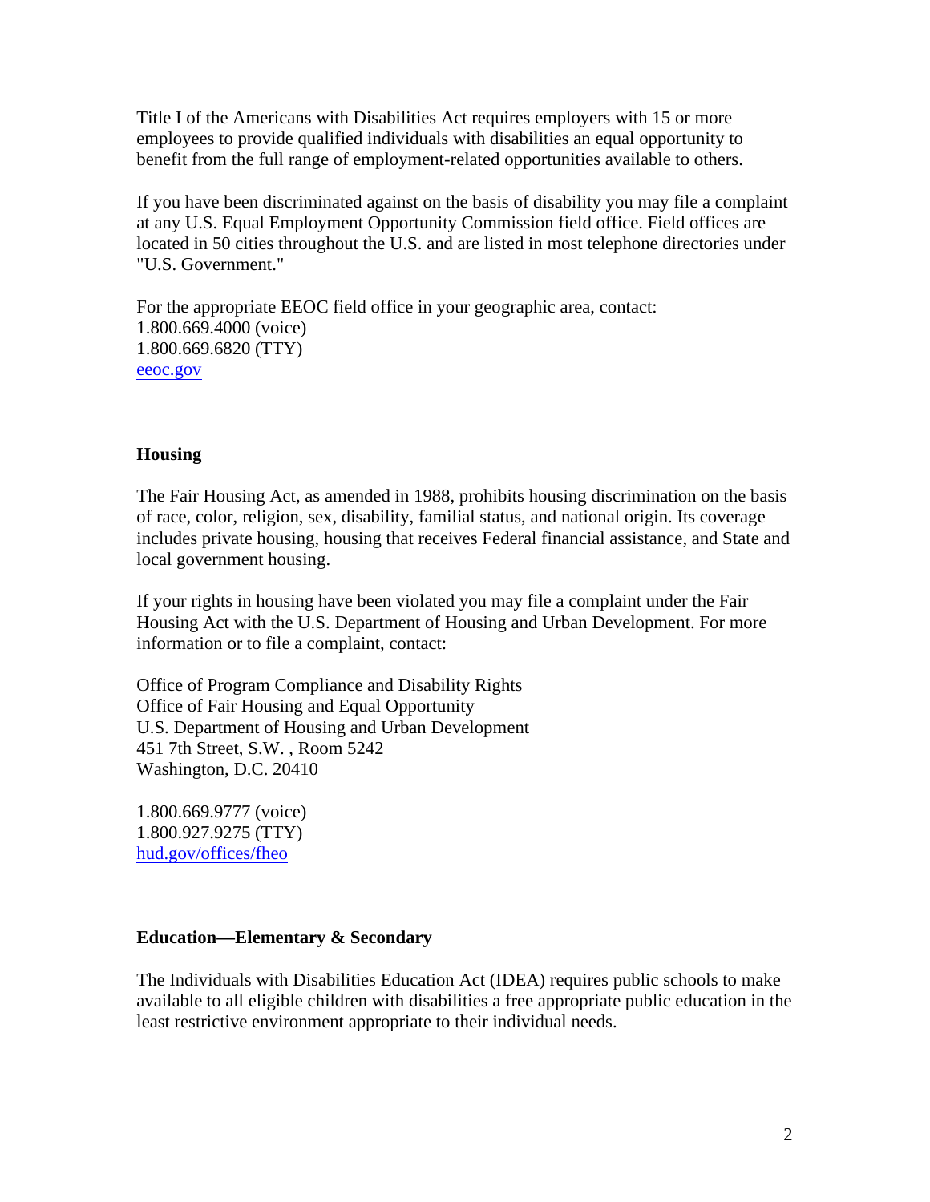Title I of the Americans with Disabilities Act requires employers with 15 or more employees to provide qualified individuals with disabilities an equal opportunity to benefit from the full range of employment-related opportunities available to others.

If you have been discriminated against on the basis of disability you may file a complaint at any U.S. Equal Employment Opportunity Commission field office. Field offices are located in 50 cities throughout the U.S. and are listed in most telephone directories under "U.S. Government."

For the appropriate EEOC field office in your geographic area, contact:
1.800.669.4000 (voice)
1.800.669.6820 (TTY)
[eeoc.gov](eeoc.gov)

### Housing

The Fair Housing Act, as amended in 1988, prohibits housing discrimination on the basis of race, color, religion, sex, disability, familial status, and national origin. Its coverage includes private housing, housing that receives Federal financial assistance, and State and local government housing.

If your rights in housing have been violated you may file a complaint under the Fair Housing Act with the U.S. Department of Housing and Urban Development. For more information or to file a complaint, contact:

Office of Program Compliance and Disability Rights
Office of Fair Housing and Equal Opportunity
U.S. Department of Housing and Urban Development
451 7th Street, S.W. , Room 5242
Washington, D.C. 20410

1.800.669.9777 (voice)
1.800.927.9275 (TTY)
[hud.gov/offices/fheo](hud.gov/offices/fheo)

### Education—Elementary & Secondary

The Individuals with Disabilities Education Act (IDEA) requires public schools to make available to all eligible children with disabilities a free appropriate public education in the least restrictive environment appropriate to their individual needs.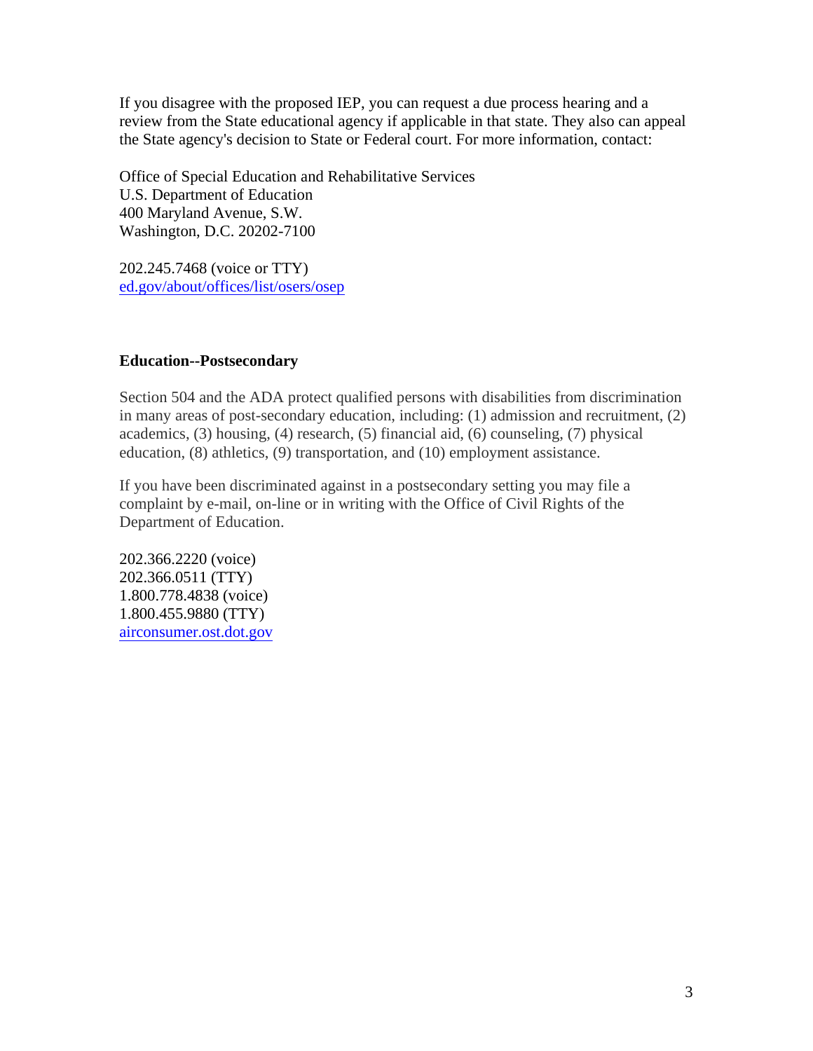If you disagree with the proposed IEP, you can request a due process hearing and a review from the State educational agency if applicable in that state. They also can appeal the State agency's decision to State or Federal court. For more information, contact:

Office of Special Education and Rehabilitative Services
U.S. Department of Education
400 Maryland Avenue, S.W.
Washington, D.C. 20202-7100

202.245.7468 (voice or TTY)
ed.gov/about/offices/list/osers/osep

**Education--Postsecondary**

Section 504 and the ADA protect qualified persons with disabilities from discrimination in many areas of post-secondary education, including: (1) admission and recruitment, (2) academics, (3) housing, (4) research, (5) financial aid, (6) counseling, (7) physical education, (8) athletics, (9) transportation, and (10) employment assistance.

If you have been discriminated against in a postsecondary setting you may file a complaint by e-mail, on-line or in writing with the Office of Civil Rights of the Department of Education.

202.366.2220 (voice)
202.366.0511 (TTY)
1.800.778.4838 (voice)
1.800.455.9880 (TTY)
airconsumer.ost.dot.gov